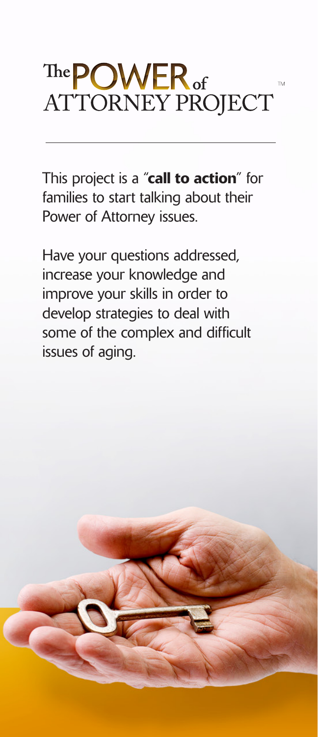# The POWER of ATTORNEY PROJECT™

This project is a "**call to action**" for families to start talking about their Power of Attorney issues.

Have your questions addressed, increase your knowledge and improve your skills in order to develop strategies to deal with some of the complex and difficult issues of aging.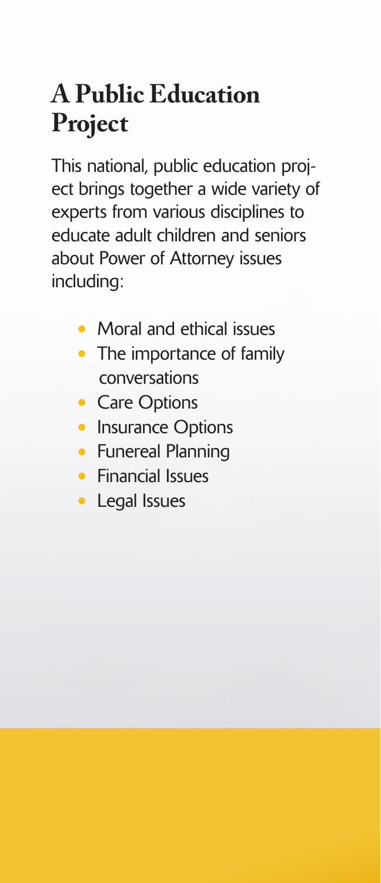# A Public Education Project

This national, public education project brings together a wide variety of experts from various disciplines to educate adult children and seniors about Power of Attorney issues including:

- Moral and ethical issues
- The importance of family conversations
- Care Options
- Insurance Options
- Funereal Planning
- Financial Issues
- Legal Issues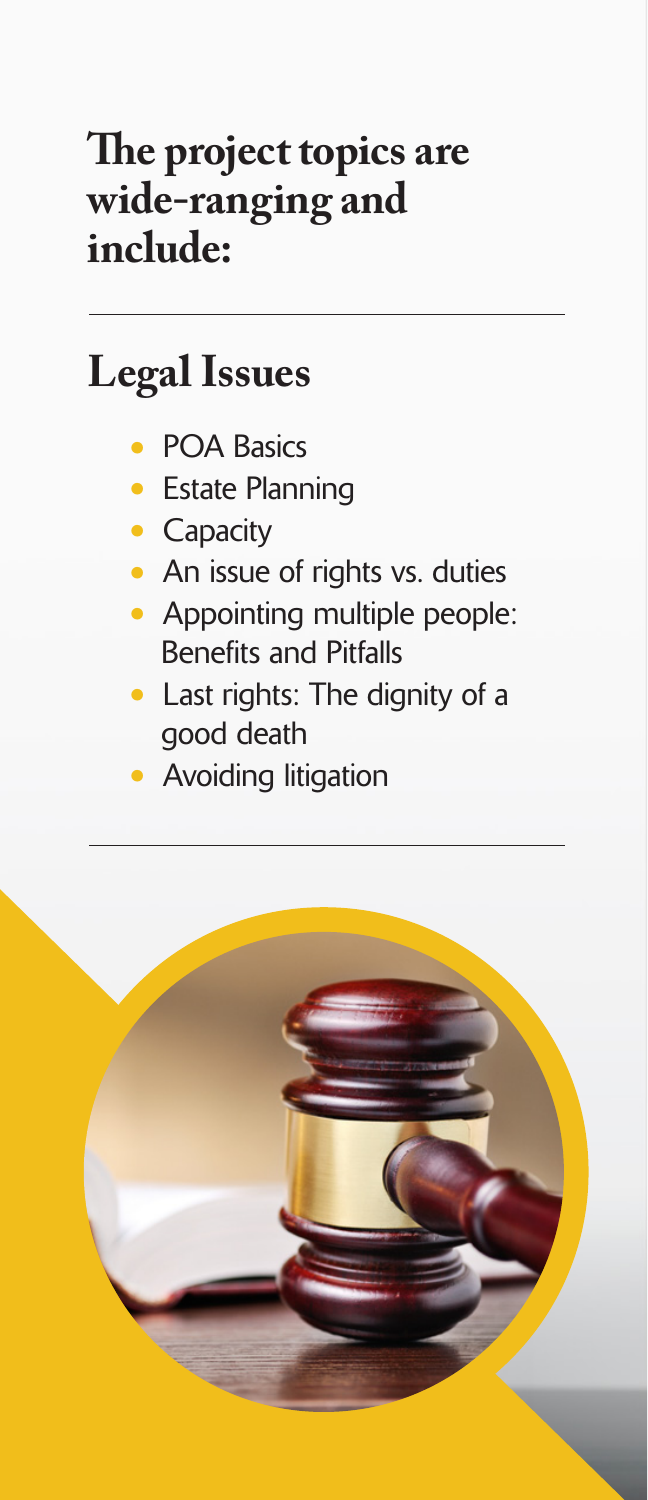## The project topics are wide-ranging and include:

## Legal Issues

- POA Basics
- Estate Planning
- Capacity
- An issue of rights vs. duties
- Appointing multiple people: Benefits and Pitfalls
- Last rights: The dignity of a good death
- Avoiding litigation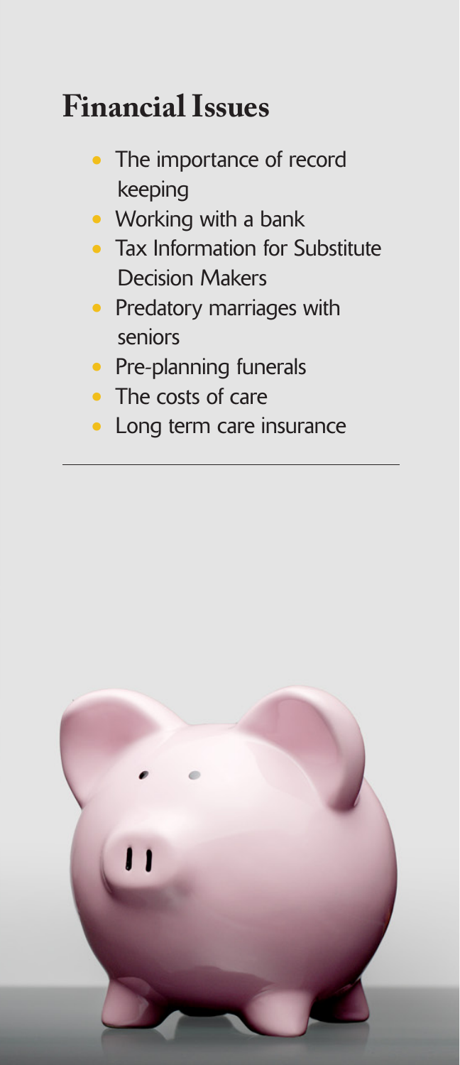## Financial Issues

- The importance of record keeping
- Working with a bank
- Tax Information for Substitute Decision Makers
- Predatory marriages with seniors
- Pre-planning funerals
- The costs of care
- Long term care insurance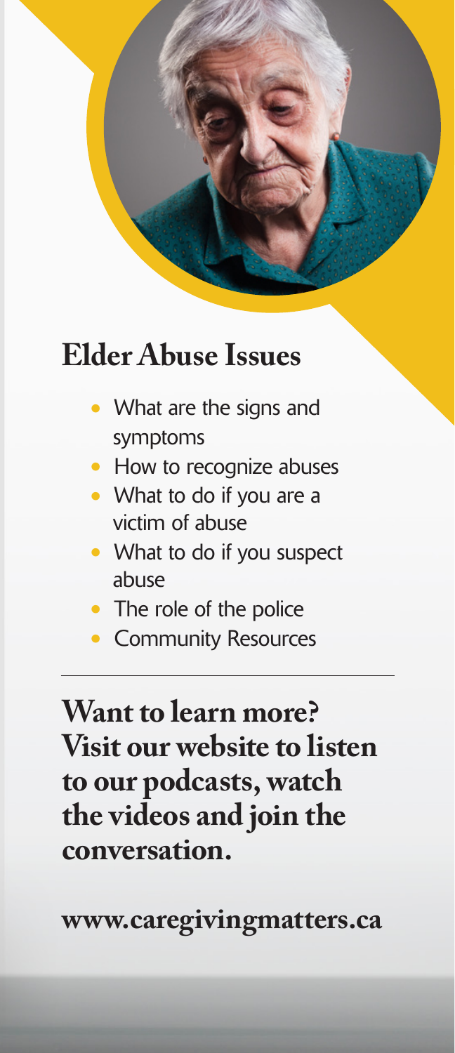## Elder Abuse Issues

- What are the signs and symptoms
- How to recognize abuses
- What to do if you are a victim of abuse
- What to do if you suspect abuse
- The role of the police
- Community Resources

---

**Want to learn more? Visit our website to listen to our podcasts, watch the videos and join the conversation.**

**www.caregivingmatters.ca**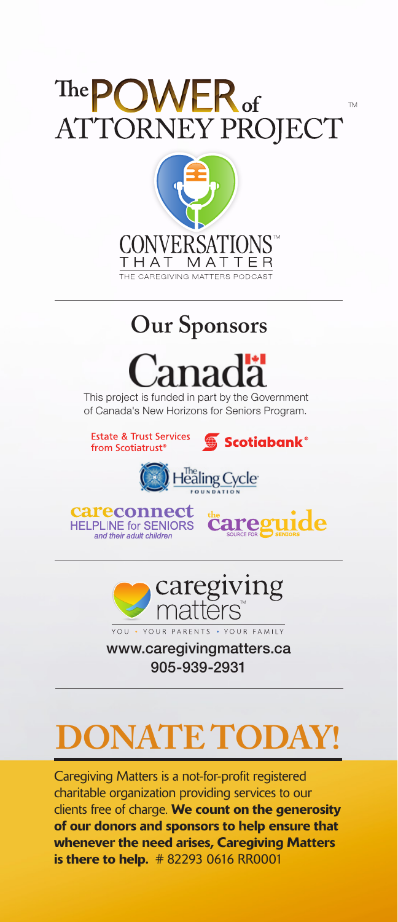# The POWER of ATTORNEY PROJECT™

CONVERSATIONS™ THAT MATTER

THE CAREGIVING MATTERS PODCAST

## Our Sponsors

Canada

This project is funded in part by the Government of Canada's New Horizons for Seniors Program.

Estate & Trust Services from Scotiatrust®

Scotiabank®

The Healing Cycle Foundation

careconnect HELPLINE for SENIORS *and their adult children*

the careguide SOURCE FOR SENIORS

caregiving matters™

YOU • YOUR PARENTS • YOUR FAMILY

**www.caregivingmatters.ca**
**905-939-2931**

# DONATE TODAY!

Caregiving Matters is a not-for-profit registered charitable organization providing services to our clients free of charge. **We count on the generosity of our donors and sponsors to help ensure that whenever the need arises, Caregiving Matters is there to help.** # 82293 0616 RR0001